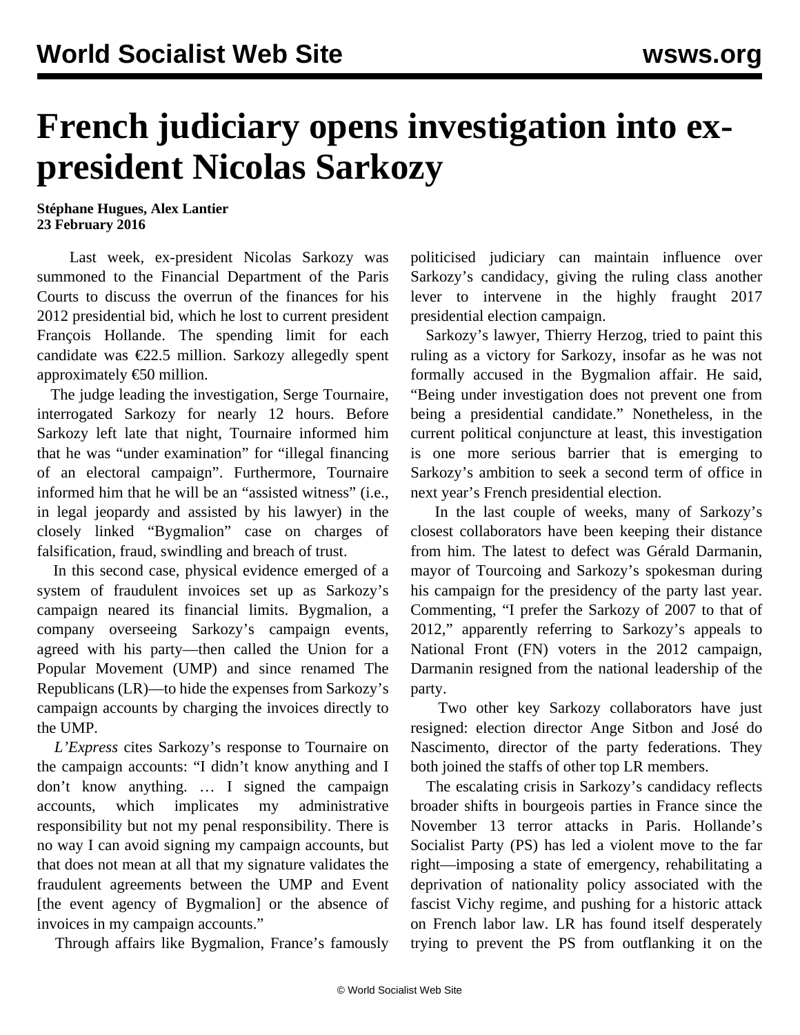# French judiciary opens investigation into ex-president Nicolas Sarkozy

**Stéphane Hugues, Alex Lantier**
**23 February 2016**

Last week, ex-president Nicolas Sarkozy was summoned to the Financial Department of the Paris Courts to discuss the overrun of the finances for his 2012 presidential bid, which he lost to current president François Hollande. The spending limit for each candidate was €22.5 million. Sarkozy allegedly spent approximately €50 million.

The judge leading the investigation, Serge Tournaire, interrogated Sarkozy for nearly 12 hours. Before Sarkozy left late that night, Tournaire informed him that he was "under examination" for "illegal financing of an electoral campaign". Furthermore, Tournaire informed him that he will be an "assisted witness" (i.e., in legal jeopardy and assisted by his lawyer) in the closely linked "Bygmalion" case on charges of falsification, fraud, swindling and breach of trust.

In this second case, physical evidence emerged of a system of fraudulent invoices set up as Sarkozy's campaign neared its financial limits. Bygmalion, a company overseeing Sarkozy's campaign events, agreed with his party—then called the Union for a Popular Movement (UMP) and since renamed The Republicans (LR)—to hide the expenses from Sarkozy's campaign accounts by charging the invoices directly to the UMP.

*L'Express* cites Sarkozy's response to Tournaire on the campaign accounts: "I didn't know anything and I don't know anything. … I signed the campaign accounts, which implicates my administrative responsibility but not my penal responsibility. There is no way I can avoid signing my campaign accounts, but that does not mean at all that my signature validates the fraudulent agreements between the UMP and Event [the event agency of Bygmalion] or the absence of invoices in my campaign accounts."

Through affairs like Bygmalion, France's famously politicised judiciary can maintain influence over Sarkozy's candidacy, giving the ruling class another lever to intervene in the highly fraught 2017 presidential election campaign.

Sarkozy's lawyer, Thierry Herzog, tried to paint this ruling as a victory for Sarkozy, insofar as he was not formally accused in the Bygmalion affair. He said, "Being under investigation does not prevent one from being a presidential candidate." Nonetheless, in the current political conjuncture at least, this investigation is one more serious barrier that is emerging to Sarkozy's ambition to seek a second term of office in next year's French presidential election.

In the last couple of weeks, many of Sarkozy's closest collaborators have been keeping their distance from him. The latest to defect was Gérald Darmanin, mayor of Tourcoing and Sarkozy's spokesman during his campaign for the presidency of the party last year. Commenting, "I prefer the Sarkozy of 2007 to that of 2012," apparently referring to Sarkozy's appeals to National Front (FN) voters in the 2012 campaign, Darmanin resigned from the national leadership of the party.

Two other key Sarkozy collaborators have just resigned: election director Ange Sitbon and José do Nascimento, director of the party federations. They both joined the staffs of other top LR members.

The escalating crisis in Sarkozy's candidacy reflects broader shifts in bourgeois parties in France since the November 13 terror attacks in Paris. Hollande's Socialist Party (PS) has led a violent move to the far right—imposing a state of emergency, rehabilitating a deprivation of nationality policy associated with the fascist Vichy regime, and pushing for a historic attack on French labor law. LR has found itself desperately trying to prevent the PS from outflanking it on the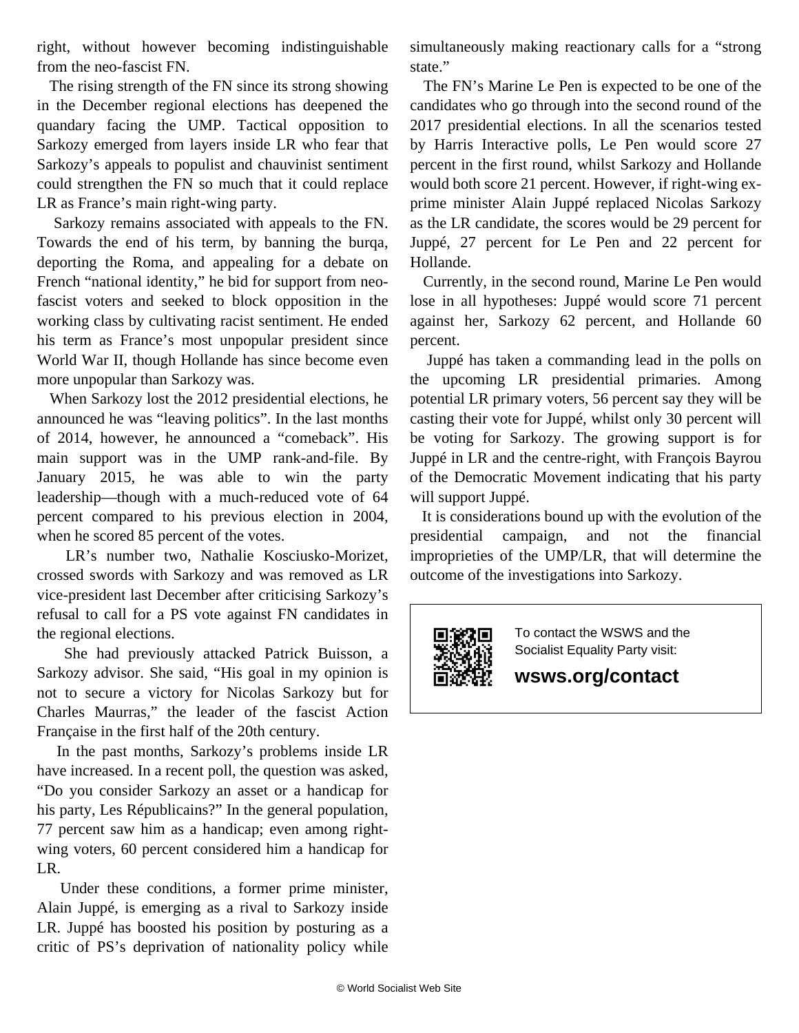right, without however becoming indistinguishable from the neo-fascist FN.

The rising strength of the FN since its strong showing in the December regional elections has deepened the quandary facing the UMP. Tactical opposition to Sarkozy emerged from layers inside LR who fear that Sarkozy's appeals to populist and chauvinist sentiment could strengthen the FN so much that it could replace LR as France's main right-wing party.

Sarkozy remains associated with appeals to the FN. Towards the end of his term, by banning the burqa, deporting the Roma, and appealing for a debate on French "national identity," he bid for support from neo-fascist voters and seeked to block opposition in the working class by cultivating racist sentiment. He ended his term as France's most unpopular president since World War II, though Hollande has since become even more unpopular than Sarkozy was.

When Sarkozy lost the 2012 presidential elections, he announced he was "leaving politics". In the last months of 2014, however, he announced a "comeback". His main support was in the UMP rank-and-file. By January 2015, he was able to win the party leadership—though with a much-reduced vote of 64 percent compared to his previous election in 2004, when he scored 85 percent of the votes.

LR's number two, Nathalie Kosciusko-Morizet, crossed swords with Sarkozy and was removed as LR vice-president last December after criticising Sarkozy's refusal to call for a PS vote against FN candidates in the regional elections.

She had previously attacked Patrick Buisson, a Sarkozy advisor. She said, "His goal in my opinion is not to secure a victory for Nicolas Sarkozy but for Charles Maurras," the leader of the fascist Action Française in the first half of the 20th century.

In the past months, Sarkozy's problems inside LR have increased. In a recent poll, the question was asked, "Do you consider Sarkozy an asset or a handicap for his party, Les Républicains?" In the general population, 77 percent saw him as a handicap; even among right-wing voters, 60 percent considered him a handicap for LR.

Under these conditions, a former prime minister, Alain Juppé, is emerging as a rival to Sarkozy inside LR. Juppé has boosted his position by posturing as a critic of PS's deprivation of nationality policy while simultaneously making reactionary calls for a "strong state."

The FN's Marine Le Pen is expected to be one of the candidates who go through into the second round of the 2017 presidential elections. In all the scenarios tested by Harris Interactive polls, Le Pen would score 27 percent in the first round, whilst Sarkozy and Hollande would both score 21 percent. However, if right-wing ex-prime minister Alain Juppé replaced Nicolas Sarkozy as the LR candidate, the scores would be 29 percent for Juppé, 27 percent for Le Pen and 22 percent for Hollande.

Currently, in the second round, Marine Le Pen would lose in all hypotheses: Juppé would score 71 percent against her, Sarkozy 62 percent, and Hollande 60 percent.

Juppé has taken a commanding lead in the polls on the upcoming LR presidential primaries. Among potential LR primary voters, 56 percent say they will be casting their vote for Juppé, whilst only 30 percent will be voting for Sarkozy. The growing support is for Juppé in LR and the centre-right, with François Bayrou of the Democratic Movement indicating that his party will support Juppé.

It is considerations bound up with the evolution of the presidential campaign, and not the financial improprieties of the UMP/LR, that will determine the outcome of the investigations into Sarkozy.

To contact the WSWS and the Socialist Equality Party visit:

**wsws.org/contact**